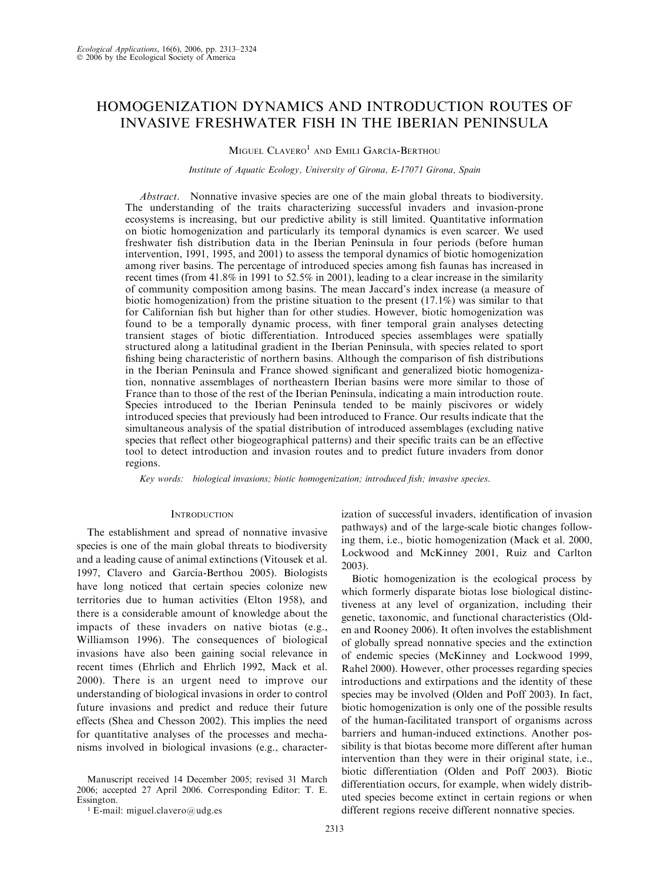# HOMOGENIZATION DYNAMICS AND INTRODUCTION ROUTES OF INVASIVE FRESHWATER FISH IN THE IBERIAN PENINSULA

Miguel Clavero[1] and Emili García-Berthou

*Institute of Aquatic Ecology, University of Girona, E-17071 Girona, Spain*

*Abstract*. Nonnative invasive species are one of the main global threats to biodiversity. The understanding of the traits characterizing successful invaders and invasion-prone ecosystems is increasing, but our predictive ability is still limited. Quantitative information on biotic homogenization and particularly its temporal dynamics is even scarcer. We used freshwater fish distribution data in the Iberian Peninsula in four periods (before human intervention, 1991, 1995, and 2001) to assess the temporal dynamics of biotic homogenization among river basins. The percentage of introduced species among fish faunas has increased in recent times (from 41.8% in 1991 to 52.5% in 2001), leading to a clear increase in the similarity of community composition among basins. The mean Jaccard's index increase (a measure of biotic homogenization) from the pristine situation to the present (17.1%) was similar to that for Californian fish but higher than for other studies. However, biotic homogenization was found to be a temporally dynamic process, with finer temporal grain analyses detecting transient stages of biotic differentiation. Introduced species assemblages were spatially structured along a latitudinal gradient in the Iberian Peninsula, with species related to sport fishing being characteristic of northern basins. Although the comparison of fish distributions in the Iberian Peninsula and France showed significant and generalized biotic homogenization, nonnative assemblages of northeastern Iberian basins were more similar to those of France than to those of the rest of the Iberian Peninsula, indicating a main introduction route. Species introduced to the Iberian Peninsula tended to be mainly piscivores or widely introduced species that previously had been introduced to France. Our results indicate that the simultaneous analysis of the spatial distribution of introduced assemblages (excluding native species that reflect other biogeographical patterns) and their specific traits can be an effective tool to detect introduction and invasion routes and to predict future invaders from donor regions.

*Key words: biological invasions; biotic homogenization; introduced fish; invasive species.*

## Introduction

The establishment and spread of nonnative invasive species is one of the main global threats to biodiversity and a leading cause of animal extinctions (Vitousek et al. 1997, Clavero and García-Berthou 2005). Biologists have long noticed that certain species colonize new territories due to human activities (Elton 1958), and there is a considerable amount of knowledge about the impacts of these invaders on native biotas (e.g., Williamson 1996). The consequences of biological invasions have also been gaining social relevance in recent times (Ehrlich and Ehrlich 1992, Mack et al. 2000). There is an urgent need to improve our understanding of biological invasions in order to control future invasions and predict and reduce their future effects (Shea and Chesson 2002). This implies the need for quantitative analyses of the processes and mechanisms involved in biological invasions (e.g., characterization of successful invaders, identification of invasion pathways) and of the large-scale biotic changes following them, i.e., biotic homogenization (Mack et al. 2000, Lockwood and McKinney 2001, Ruiz and Carlton 2003).

Biotic homogenization is the ecological process by which formerly disparate biotas lose biological distinctiveness at any level of organization, including their genetic, taxonomic, and functional characteristics (Olden and Rooney 2006). It often involves the establishment of globally spread nonnative species and the extinction of endemic species (McKinney and Lockwood 1999, Rahel 2000). However, other processes regarding species introductions and extirpations and the identity of these species may be involved (Olden and Poff 2003). In fact, biotic homogenization is only one of the possible results of the human-facilitated transport of organisms across barriers and human-induced extinctions. Another possibility is that biotas become more different after human intervention than they were in their original state, i.e., biotic differentiation (Olden and Poff 2003). Biotic differentiation occurs, for example, when widely distributed species become extinct in certain regions or when different regions receive different nonnative species.

Manuscript received 14 December 2005; revised 31 March 2006; accepted 27 April 2006. Corresponding Editor: T. E. Essington.

[1] E-mail: miguel.clavero@udg.es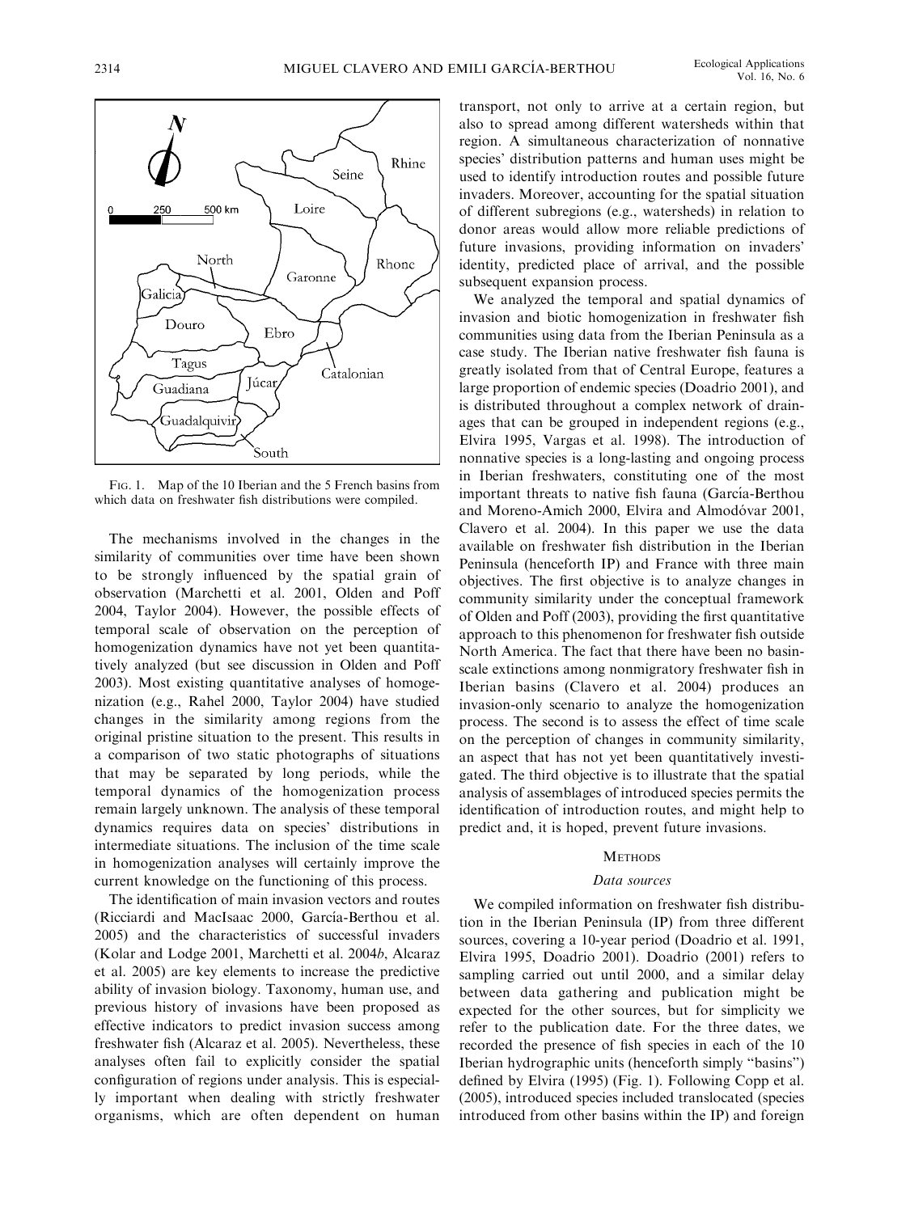FIG. 1. Map of the 10 Iberian and the 5 French basins from which data on freshwater fish distributions were compiled.

The mechanisms involved in the changes in the similarity of communities over time have been shown to be strongly influenced by the spatial grain of observation (Marchetti et al. 2001, Olden and Poff 2004, Taylor 2004). However, the possible effects of temporal scale of observation on the perception of homogenization dynamics have not yet been quantitatively analyzed (but see discussion in Olden and Poff 2003). Most existing quantitative analyses of homogenization (e.g., Rahel 2000, Taylor 2004) have studied changes in the similarity among regions from the original pristine situation to the present. This results in a comparison of two static photographs of situations that may be separated by long periods, while the temporal dynamics of the homogenization process remain largely unknown. The analysis of these temporal dynamics requires data on species' distributions in intermediate situations. The inclusion of the time scale in homogenization analyses will certainly improve the current knowledge on the functioning of this process.

The identification of main invasion vectors and routes (Ricciardi and MacIsaac 2000, García-Berthou et al. 2005) and the characteristics of successful invaders (Kolar and Lodge 2001, Marchetti et al. 2004*b*, Alcaraz et al. 2005) are key elements to increase the predictive ability of invasion biology. Taxonomy, human use, and previous history of invasions have been proposed as effective indicators to predict invasion success among freshwater fish (Alcaraz et al. 2005). Nevertheless, these analyses often fail to explicitly consider the spatial configuration of regions under analysis. This is especially important when dealing with strictly freshwater organisms, which are often dependent on human transport, not only to arrive at a certain region, but also to spread among different watersheds within that region. A simultaneous characterization of nonnative species' distribution patterns and human uses might be used to identify introduction routes and possible future invaders. Moreover, accounting for the spatial situation of different subregions (e.g., watersheds) in relation to donor areas would allow more reliable predictions of future invasions, providing information on invaders' identity, predicted place of arrival, and the possible subsequent expansion process.

We analyzed the temporal and spatial dynamics of invasion and biotic homogenization in freshwater fish communities using data from the Iberian Peninsula as a case study. The Iberian native freshwater fish fauna is greatly isolated from that of Central Europe, features a large proportion of endemic species (Doadrio 2001), and is distributed throughout a complex network of drainages that can be grouped in independent regions (e.g., Elvira 1995, Vargas et al. 1998). The introduction of nonnative species is a long-lasting and ongoing process in Iberian freshwaters, constituting one of the most important threats to native fish fauna (García-Berthou and Moreno-Amich 2000, Elvira and Almodóvar 2001, Clavero et al. 2004). In this paper we use the data available on freshwater fish distribution in the Iberian Peninsula (henceforth IP) and France with three main objectives. The first objective is to analyze changes in community similarity under the conceptual framework of Olden and Poff (2003), providing the first quantitative approach to this phenomenon for freshwater fish outside North America. The fact that there have been no basin-scale extinctions among nonmigratory freshwater fish in Iberian basins (Clavero et al. 2004) produces an invasion-only scenario to analyze the homogenization process. The second is to assess the effect of time scale on the perception of changes in community similarity, an aspect that has not yet been quantitatively investigated. The third objective is to illustrate that the spatial analysis of assemblages of introduced species permits the identification of introduction routes, and might help to predict and, it is hoped, prevent future invasions.

## METHODS

### *Data sources*

We compiled information on freshwater fish distribution in the Iberian Peninsula (IP) from three different sources, covering a 10-year period (Doadrio et al. 1991, Elvira 1995, Doadrio 2001). Doadrio (2001) refers to sampling carried out until 2000, and a similar delay between data gathering and publication might be expected for the other sources, but for simplicity we refer to the publication date. For the three dates, we recorded the presence of fish species in each of the 10 Iberian hydrographic units (henceforth simply "basins") defined by Elvira (1995) (Fig. 1). Following Copp et al. (2005), introduced species included translocated (species introduced from other basins within the IP) and foreign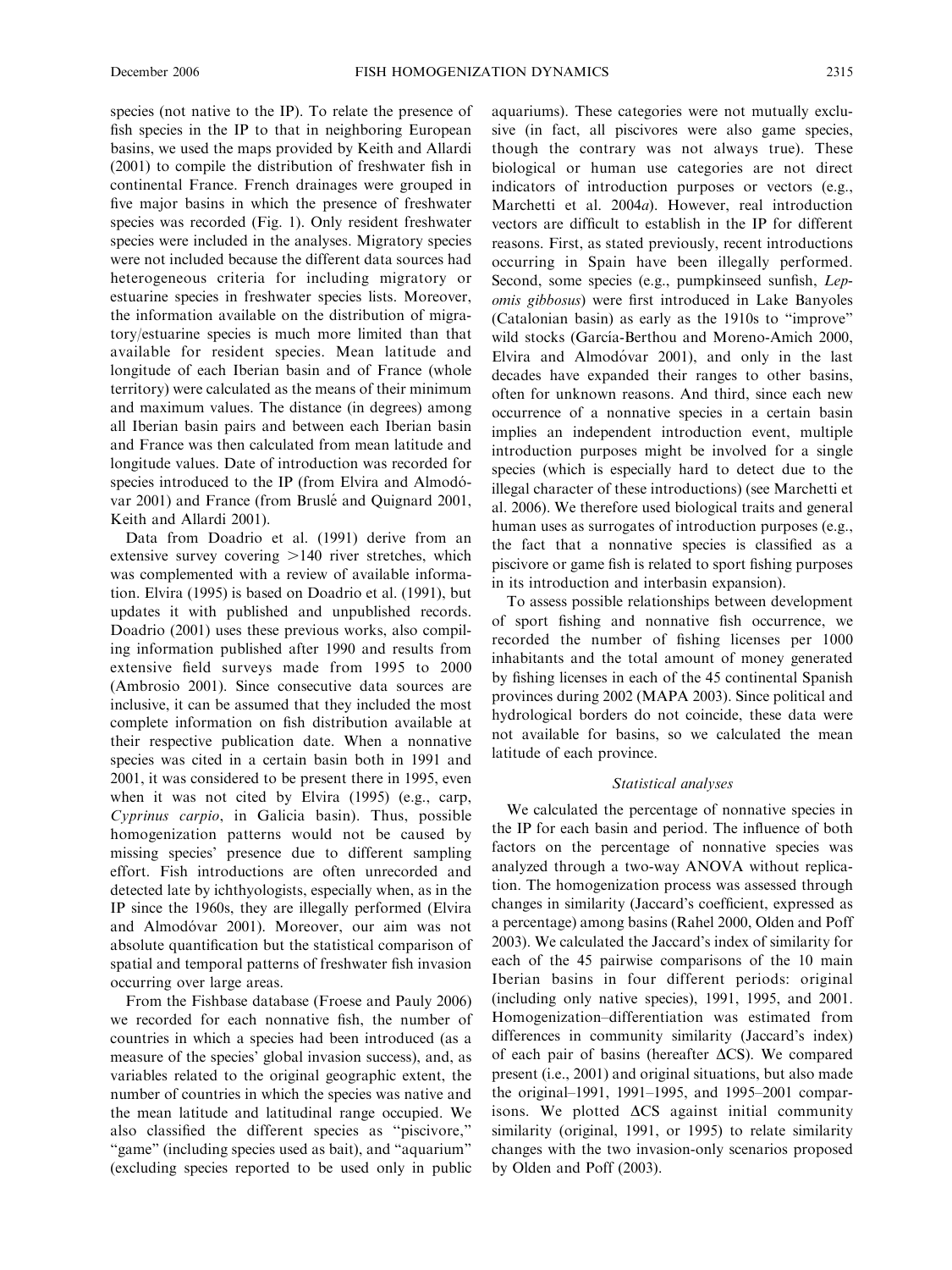species (not native to the IP). To relate the presence of fish species in the IP to that in neighboring European basins, we used the maps provided by Keith and Allardi (2001) to compile the distribution of freshwater fish in continental France. French drainages were grouped in five major basins in which the presence of freshwater species was recorded (Fig. 1). Only resident freshwater species were included in the analyses. Migratory species were not included because the different data sources had heterogeneous criteria for including migratory or estuarine species in freshwater species lists. Moreover, the information available on the distribution of migratory/estuarine species is much more limited than that available for resident species. Mean latitude and longitude of each Iberian basin and of France (whole territory) were calculated as the means of their minimum and maximum values. The distance (in degrees) among all Iberian basin pairs and between each Iberian basin and France was then calculated from mean latitude and longitude values. Date of introduction was recorded for species introduced to the IP (from Elvira and Almodóvar 2001) and France (from Bruslé and Quignard 2001, Keith and Allardi 2001).

Data from Doadrio et al. (1991) derive from an extensive survey covering >140 river stretches, which was complemented with a review of available information. Elvira (1995) is based on Doadrio et al. (1991), but updates it with published and unpublished records. Doadrio (2001) uses these previous works, also compiling information published after 1990 and results from extensive field surveys made from 1995 to 2000 (Ambrosio 2001). Since consecutive data sources are inclusive, it can be assumed that they included the most complete information on fish distribution available at their respective publication date. When a nonnative species was cited in a certain basin both in 1991 and 2001, it was considered to be present there in 1995, even when it was not cited by Elvira (1995) (e.g., carp, *Cyprinus carpio*, in Galicia basin). Thus, possible homogenization patterns would not be caused by missing species' presence due to different sampling effort. Fish introductions are often unrecorded and detected late by ichthyologists, especially when, as in the IP since the 1960s, they are illegally performed (Elvira and Almodóvar 2001). Moreover, our aim was not absolute quantification but the statistical comparison of spatial and temporal patterns of freshwater fish invasion occurring over large areas.

From the Fishbase database (Froese and Pauly 2006) we recorded for each nonnative fish, the number of countries in which a species had been introduced (as a measure of the species' global invasion success), and, as variables related to the original geographic extent, the number of countries in which the species was native and the mean latitude and latitudinal range occupied. We also classified the different species as "piscivore," "game" (including species used as bait), and "aquarium" (excluding species reported to be used only in public aquariums). These categories were not mutually exclusive (in fact, all piscivores were also game species, though the contrary was not always true). These biological or human use categories are not direct indicators of introduction purposes or vectors (e.g., Marchetti et al. 2004*a*). However, real introduction vectors are difficult to establish in the IP for different reasons. First, as stated previously, recent introductions occurring in Spain have been illegally performed. Second, some species (e.g., pumpkinseed sunfish, *Lepomis gibbosus*) were first introduced in Lake Banyoles (Catalonian basin) as early as the 1910s to "improve" wild stocks (García-Berthou and Moreno-Amich 2000, Elvira and Almodóvar 2001), and only in the last decades have expanded their ranges to other basins, often for unknown reasons. And third, since each new occurrence of a nonnative species in a certain basin implies an independent introduction event, multiple introduction purposes might be involved for a single species (which is especially hard to detect due to the illegal character of these introductions) (see Marchetti et al. 2006). We therefore used biological traits and general human uses as surrogates of introduction purposes (e.g., the fact that a nonnative species is classified as a piscivore or game fish is related to sport fishing purposes in its introduction and interbasin expansion).

To assess possible relationships between development of sport fishing and nonnative fish occurrence, we recorded the number of fishing licenses per 1000 inhabitants and the total amount of money generated by fishing licenses in each of the 45 continental Spanish provinces during 2002 (MAPA 2003). Since political and hydrological borders do not coincide, these data were not available for basins, so we calculated the mean latitude of each province.

### *Statistical analyses*

We calculated the percentage of nonnative species in the IP for each basin and period. The influence of both factors on the percentage of nonnative species was analyzed through a two-way ANOVA without replication. The homogenization process was assessed through changes in similarity (Jaccard's coefficient, expressed as a percentage) among basins (Rahel 2000, Olden and Poff 2003). We calculated the Jaccard's index of similarity for each of the 45 pairwise comparisons of the 10 main Iberian basins in four different periods: original (including only native species), 1991, 1995, and 2001. Homogenization–differentiation was estimated from differences in community similarity (Jaccard's index) of each pair of basins (hereafter $\Delta$CS). We compared present (i.e., 2001) and original situations, but also made the original–1991, 1991–1995, and 1995–2001 comparisons. We plotted $\Delta$CS against initial community similarity (original, 1991, or 1995) to relate similarity changes with the two invasion-only scenarios proposed by Olden and Poff (2003).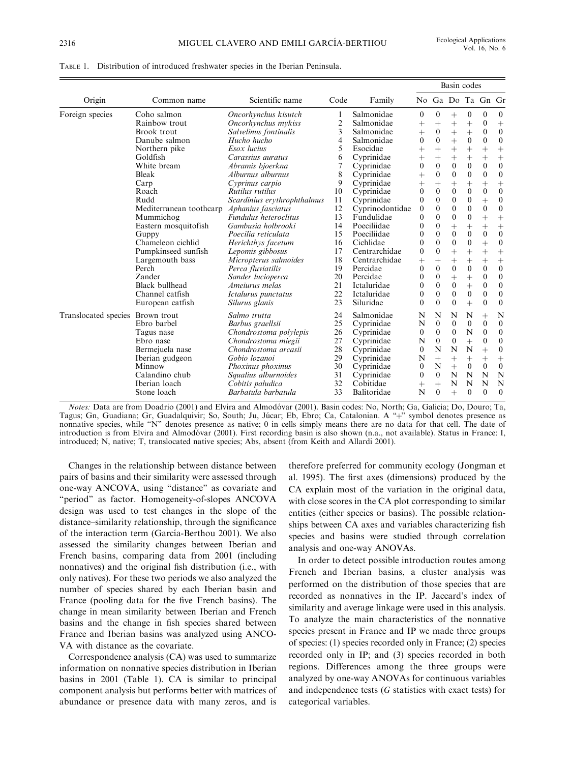TABLE 1. Distribution of introduced freshwater species in the Iberian Peninsula.

| Origin | Common name | Scientific name | Code | Family | Basin codes | | | | | |
|---|---|---|---|---|---|---|---|---|---|---|
| | | | | | No | Ga | Do | Ta | Gn | Gr |
| Foreign species | Coho salmon | *Oncorhynchus kisutch* | 1 | Salmonidae | 0 | 0 | + | 0 | 0 | 0 |
| | Rainbow trout | *Oncorhynchus mykiss* | 2 | Salmonidae | + | + | + | + | 0 | + |
| | Brook trout | *Salvelinus fontinalis* | 3 | Salmonidae | + | 0 | + | + | 0 | 0 |
| | Danube salmon | *Hucho hucho* | 4 | Esocidae | 0 | 0 | + | 0 | 0 | 0 |
| | Northern pike | *Esox lucius* | 5 | Esocidae | + | + | + | + | + | + |
| | Goldfish | *Carassius auratus* | 6 | Cyprinidae | + | + | + | + | + | + |
| | White bream | *Abramis bjoerkna* | 7 | Cyprinidae | 0 | 0 | 0 | 0 | 0 | 0 |
| | Bleak | *Alburnus alburnus* | 8 | Cyprinidae | + | 0 | 0 | 0 | 0 | 0 |
| | Carp | *Cyprinus carpio* | 9 | Cyprinidae | + | + | + | + | + | + |
| | Roach | *Rutilus rutilus* | 10 | Cyprinidae | 0 | 0 | 0 | 0 | 0 | 0 |
| | Rudd | *Scardinius erythrophthalmus* | 11 | Cyprinidae | 0 | 0 | 0 | 0 | + | 0 |
| | Mediterranean toothcarp | *Aphanius fasciatus* | 12 | Cyprinodontidae | 0 | 0 | 0 | 0 | 0 | 0 |
| | Mummichog | *Fundulus heteroclitus* | 13 | Fundulidae | 0 | 0 | 0 | 0 | + | + |
| | Eastern mosquitofish | *Gambusia holbrooki* | 14 | Poeciliidae | 0 | 0 | + | + | + | + |
| | Guppy | *Poecilia reticulata* | 15 | Poeciliidae | 0 | 0 | 0 | 0 | 0 | 0 |
| | Chameleon cichlid | *Herichthys facetum* | 16 | Cichlidae | 0 | 0 | 0 | 0 | + | 0 |
| | Pumpkinseed sunfish | *Lepomis gibbosus* | 17 | Centrarchidae | 0 | 0 | + | + | + | + |
| | Largemouth bass | *Micropterus salmoides* | 18 | Centrarchidae | + | + | + | + | + | + |
| | Perch | *Perca fluviatilis* | 19 | Percidae | 0 | 0 | 0 | 0 | 0 | 0 |
| | Zander | *Sander lucioperca* | 20 | Percidae | 0 | 0 | + | + | 0 | 0 |
| | Black bullhead | *Ameiurus melas* | 21 | Ictaluridae | 0 | 0 | 0 | + | 0 | 0 |
| | Channel catfish | *Ictalurus punctatus* | 22 | Ictaluridae | 0 | 0 | 0 | 0 | 0 | 0 |
| | European catfish | *Silurus glanis* | 23 | Siluridae | 0 | 0 | 0 | + | 0 | 0 |
| Translocated species | Brown trout | *Salmo trutta* | 24 | Salmonidae | N | N | N | N | + | N |
| | Ebro barbel | *Barbus graellsii* | 25 | Cyprinidae | N | 0 | 0 | 0 | 0 | 0 |
| | Tagus nase | *Chondrostoma polylepis* | 26 | Cyprinidae | 0 | 0 | 0 | N | 0 | 0 |
| | Ebro nase | *Chondrostoma miegii* | 27 | Cyprinidae | N | 0 | 0 | + | 0 | 0 |
| | Bermejuela nase | *Chondrostoma arcasii* | 28 | Cyprinidae | 0 | N | N | N | + | 0 |
| | Iberian gudgeon | *Gobio lozanoi* | 29 | Cyprinidae | N | + | + | + | + | + |
| | Minnow | *Phoxinus phoxinus* | 30 | Cyprinidae | 0 | N | + | 0 | 0 | 0 |
| | Calandino chub | *Squalius alburnoides* | 31 | Cyprinidae | 0 | 0 | N | N | N | N |
| | Iberian loach | *Cobitis paludica* | 32 | Cobitidae | + | + | N | N | N | N |
| | Stone loach | *Barbatula barbatula* | 33 | Balitoridae | N | 0 | + | 0 | 0 | 0 |

*Notes:* Data are from Doadrio (2001) and Elvira and Almodóvar (2001). Basin codes: No, North; Ga, Galicia; Do, Douro; Ta, Tagus; Gn, Guadiana; Gr, Guadalquivir; So, South; Ju, Júcar; Eb, Ebro; Ca, Catalonian. A "+" symbol denotes presence as nonnative species, while "N" denotes presence as native; 0 in cells simply means there are no data for that cell. The date of introduction is from Elvira and Almodóvar (2001). First recording basin is also shown (n.a., not available). Status in France: I, introduced; N, native; T, translocated native species; Abs, absent (from Keith and Allardi 2001).

Changes in the relationship between distance between pairs of basins and their similarity were assessed through one-way ANCOVA, using "distance" as covariate and "period" as factor. Homogeneity-of-slopes ANCOVA design was used to test changes in the slope of the distance–similarity relationship, through the significance of the interaction term (García-Berthou 2001). We also assessed the similarity changes between Iberian and French basins, comparing data from 2001 (including nonnatives) and the original fish distribution (i.e., with only natives). For these two periods we also analyzed the number of species shared by each Iberian basin and France (pooling data for the five French basins). The change in mean similarity between Iberian and French basins and the change in fish species shared between France and Iberian basins was analyzed using ANCOVA with distance as the covariate.

Correspondence analysis (CA) was used to summarize information on nonnative species distribution in Iberian basins in 2001 (Table 1). CA is similar to principal component analysis but performs better with matrices of abundance or presence data with many zeros, and is therefore preferred for community ecology (Jongman et al. 1995). The first axes (dimensions) produced by the CA explain most of the variation in the original data, with close scores in the CA plot corresponding to similar entities (either species or basins). The possible relationships between CA axes and variables characterizing fish species and basins were studied through correlation analysis and one-way ANOVAs.

In order to detect possible introduction routes among French and Iberian basins, a cluster analysis was performed on the distribution of those species that are recorded as nonnatives in the IP. Jaccard's index of similarity and average linkage were used in this analysis. To analyze the main characteristics of the nonnative species present in France and IP we made three groups of species: (1) species recorded only in France; (2) species recorded only in IP; and (3) species recorded in both regions. Differences among the three groups were analyzed by one-way ANOVAs for continuous variables and independence tests ($G$ statistics with exact tests) for categorical variables.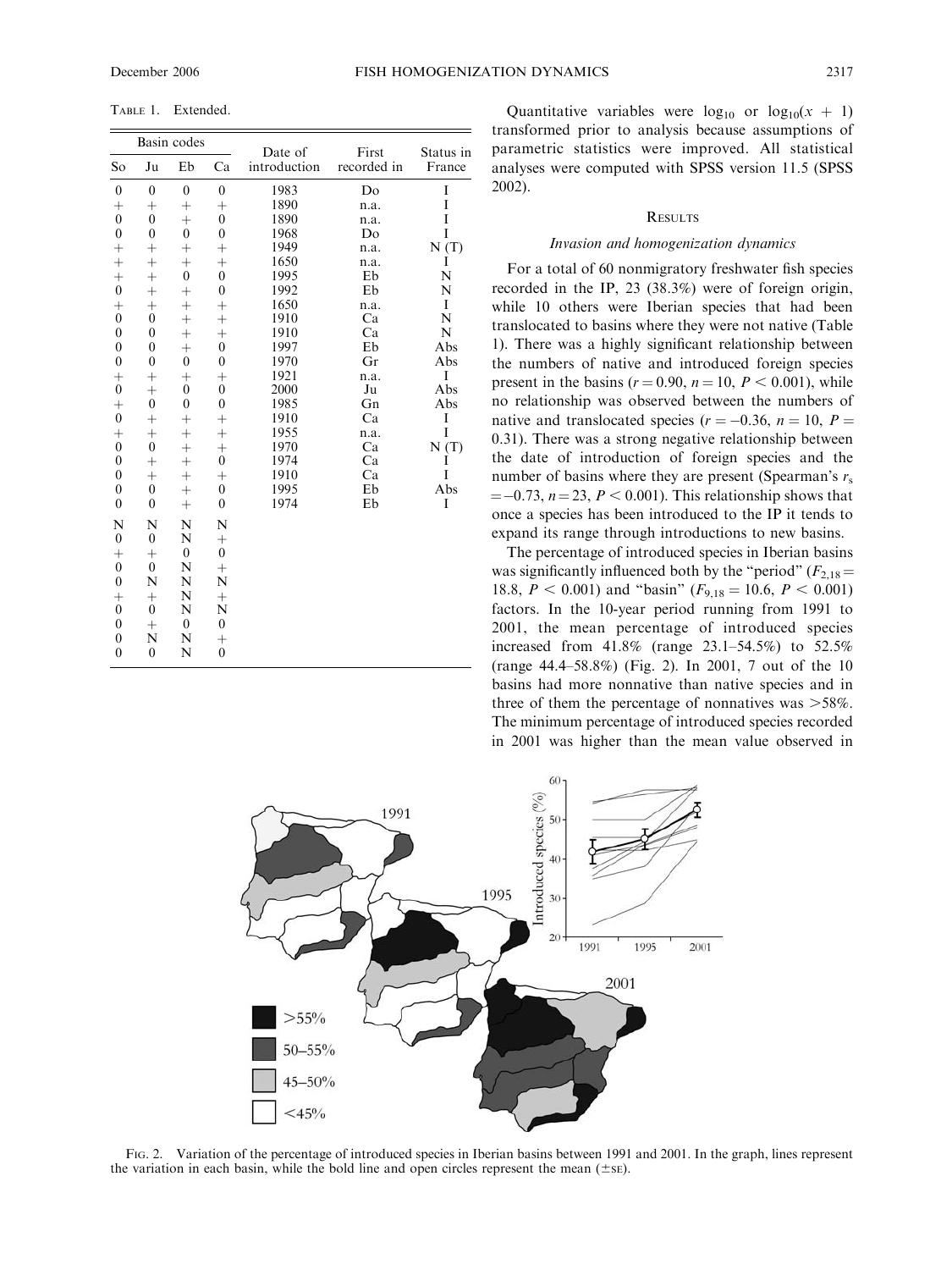Table 1. Extended.

| Basin codes | | | | Date of introduction | First recorded in | Status in France |
|---|---|---|---|---|---|---|
| So | Ju | Eb | Ca | | | |
| 0 | 0 | 0 | 0 | 1983 | Do | I |
| + | + | + | + | 1890 | n.a. | I |
| 0 | 0 | + | 0 | 1890 | n.a. | I |
| 0 | 0 | 0 | 0 | 1968 | Do | I |
| + | + | + | + | 1949 | n.a. | N (T) |
| + | + | + | + | 1650 | n.a. | I |
| + | + | 0 | 0 | 1995 | Eb | N |
| 0 | + | + | 0 | 1992 | Eb | N |
| + | + | + | + | 1650 | n.a. | I |
| 0 | 0 | + | + | 1910 | Ca | N |
| 0 | 0 | + | + | 1910 | Ca | N |
| 0 | 0 | + | 0 | 1997 | Eb | Abs |
| 0 | 0 | 0 | 0 | 1970 | Gr | Abs |
| + | + | + | + | 1921 | n.a. | I |
| 0 | + | 0 | 0 | 2000 | Ju | Abs |
| + | 0 | 0 | 0 | 1985 | Gn | Abs |
| 0 | + | + | + | 1910 | Ca | I |
| + | + | + | + | 1955 | n.a. | I |
| 0 | 0 | + | + | 1970 | Ca | N (T) |
| 0 | + | + | 0 | 1974 | Ca | I |
| 0 | + | + | + | 1910 | Ca | I |
| 0 | 0 | + | 0 | 1995 | Eb | Abs |
| 0 | 0 | + | 0 | 1974 | Eb | I |
| N | N | N | N | | | |
| 0 | 0 | N | + | | | |
| + | + | 0 | 0 | | | |
| 0 | 0 | N | + | | | |
| 0 | N | N | N | | | |
| + | + | N | + | | | |
| 0 | 0 | N | N | | | |
| 0 | + | 0 | 0 | | | |
| 0 | N | N | + | | | |
| 0 | 0 | N | 0 | | | |

Quantitative variables were $\log_{10}$ or $\log_{10}(x + 1)$ transformed prior to analysis because assumptions of parametric statistics were improved. All statistical analyses were computed with SPSS version 11.5 (SPSS 2002).

## Results

### *Invasion and homogenization dynamics*

For a total of 60 nonmigratory freshwater fish species recorded in the IP, 23 (38.3%) were of foreign origin, while 10 others were Iberian species that had been translocated to basins where they were not native (Table 1). There was a highly significant relationship between the numbers of native and introduced foreign species present in the basins ($r = 0.90$, $n = 10$, $P < 0.001$), while no relationship was observed between the numbers of native and translocated species ($r = -0.36$, $n = 10$, $P = 0.31$). There was a strong negative relationship between the date of introduction of foreign species and the number of basins where they are present (Spearman's $r_s = -0.73$, $n = 23$, $P < 0.001$). This relationship shows that once a species has been introduced to the IP it tends to expand its range through introductions to new basins.

The percentage of introduced species in Iberian basins was significantly influenced both by the "period" ($F_{2,18} = 18.8$, $P < 0.001$) and "basin" ($F_{9,18} = 10.6$, $P < 0.001$) factors. In the 10-year period running from 1991 to 2001, the mean percentage of introduced species increased from 41.8% (range 23.1–54.5%) to 52.5% (range 44.4–58.8%) (Fig. 2). In 2001, 7 out of the 10 basins had more nonnative than native species and in three of them the percentage of nonnatives was >58%. The minimum percentage of introduced species recorded in 2001 was higher than the mean value observed in

Fig. 2. Variation of the percentage of introduced species in Iberian basins between 1991 and 2001. In the graph, lines represent the variation in each basin, while the bold line and open circles represent the mean (±SE).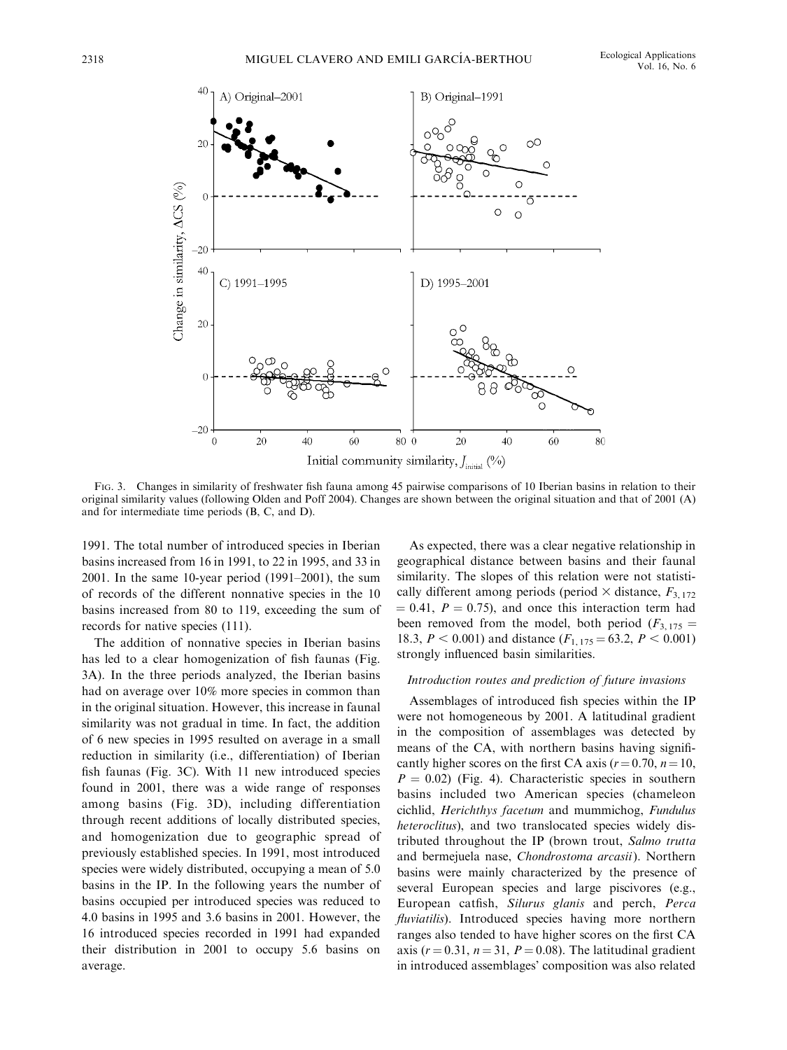FIG. 3. Changes in similarity of freshwater fish fauna among 45 pairwise comparisons of 10 Iberian basins in relation to their original similarity values (following Olden and Poff 2004). Changes are shown between the original situation and that of 2001 (A) and for intermediate time periods (B, C, and D).

1991. The total number of introduced species in Iberian basins increased from 16 in 1991, to 22 in 1995, and 33 in 2001. In the same 10-year period (1991–2001), the sum of records of the different nonnative species in the 10 basins increased from 80 to 119, exceeding the sum of records for native species (111).

The addition of nonnative species in Iberian basins has led to a clear homogenization of fish faunas (Fig. 3A). In the three periods analyzed, the Iberian basins had on average over 10% more species in common than in the original situation. However, this increase in faunal similarity was not gradual in time. In fact, the addition of 6 new species in 1995 resulted on average in a small reduction in similarity (i.e., differentiation) of Iberian fish faunas (Fig. 3C). With 11 new introduced species found in 2001, there was a wide range of responses among basins (Fig. 3D), including differentiation through recent additions of locally distributed species, and homogenization due to geographic spread of previously established species. In 1991, most introduced species were widely distributed, occupying a mean of 5.0 basins in the IP. In the following years the number of basins occupied per introduced species was reduced to 4.0 basins in 1995 and 3.6 basins in 2001. However, the 16 introduced species recorded in 1991 had expanded their distribution in 2001 to occupy 5.6 basins on average.

As expected, there was a clear negative relationship in geographical distance between basins and their faunal similarity. The slopes of this relation were not statistically different among periods (period × distance, $F_{3, 172} = 0.41$, $P = 0.75$), and once this interaction term had been removed from the model, both period ($F_{3, 175} = 18.3$, $P < 0.001$) and distance ($F_{1, 175} = 63.2$, $P < 0.001$) strongly influenced basin similarities.

### *Introduction routes and prediction of future invasions*

Assemblages of introduced fish species within the IP were not homogeneous by 2001. A latitudinal gradient in the composition of assemblages was detected by means of the CA, with northern basins having significantly higher scores on the first CA axis ($r = 0.70$, $n = 10$, $P = 0.02$) (Fig. 4). Characteristic species in southern basins included two American species (chameleon cichlid, *Herichthys facetum* and mummichog, *Fundulus heteroclitus*), and two translocated species widely distributed throughout the IP (brown trout, *Salmo trutta* and bermejuela nase, *Chondrostoma arcasii*). Northern basins were mainly characterized by the presence of several European species and large piscivores (e.g., European catfish, *Silurus glanis* and perch, *Perca fluviatilis*). Introduced species having more northern ranges also tended to have higher scores on the first CA axis ($r = 0.31$, $n = 31$, $P = 0.08$). The latitudinal gradient in introduced assemblages' composition was also related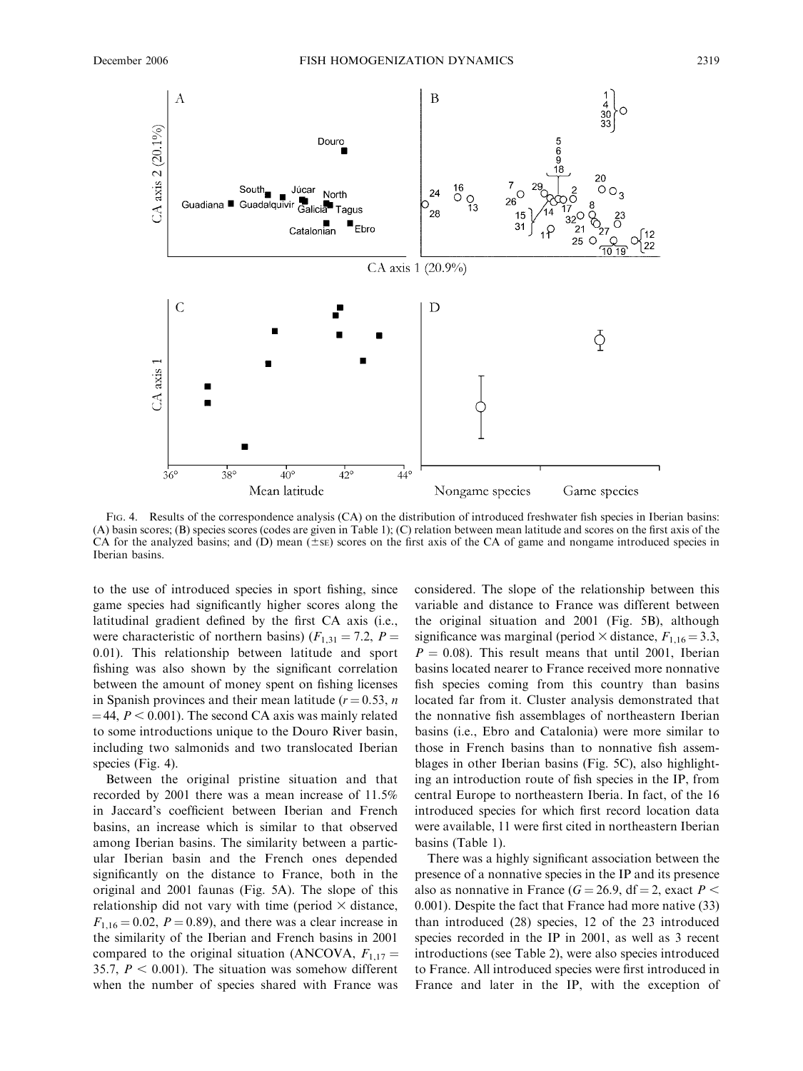FIG. 4. Results of the correspondence analysis (CA) on the distribution of introduced freshwater fish species in Iberian basins: (A) basin scores; (B) species scores (codes are given in Table 1); (C) relation between mean latitude and scores on the first axis of the CA for the analyzed basins; and (D) mean ($\pm$SE) scores on the first axis of the CA of game and nongame introduced species in Iberian basins.

to the use of introduced species in sport fishing, since game species had significantly higher scores along the latitudinal gradient defined by the first CA axis (i.e., were characteristic of northern basins) ($F_{1,31} = 7.2$, $P = 0.01$). This relationship between latitude and sport fishing was also shown by the significant correlation between the amount of money spent on fishing licenses in Spanish provinces and their mean latitude ($r = 0.53$, $n = 44$, $P < 0.001$). The second CA axis was mainly related to some introductions unique to the Douro River basin, including two salmonids and two translocated Iberian species (Fig. 4).

Between the original pristine situation and that recorded by 2001 there was a mean increase of 11.5% in Jaccard's coefficient between Iberian and French basins, an increase which is similar to that observed among Iberian basins. The similarity between a particular Iberian basin and the French ones depended significantly on the distance to France, both in the original and 2001 faunas (Fig. 5A). The slope of this relationship did not vary with time (period × distance, $F_{1,16} = 0.02$, $P = 0.89$), and there was a clear increase in the similarity of the Iberian and French basins in 2001 compared to the original situation (ANCOVA, $F_{1,17} = 35.7$, $P < 0.001$). The situation was somehow different when the number of species shared with France was considered. The slope of the relationship between this variable and distance to France was different between the original situation and 2001 (Fig. 5B), although significance was marginal (period × distance, $F_{1,16} = 3.3$, $P = 0.08$). This result means that until 2001, Iberian basins located nearer to France received more nonnative fish species coming from this country than basins located far from it. Cluster analysis demonstrated that the nonnative fish assemblages of northeastern Iberian basins (i.e., Ebro and Catalonia) were more similar to those in French basins than to nonnative fish assemblages in other Iberian basins (Fig. 5C), also highlighting an introduction route of fish species in the IP, from central Europe to northeastern Iberia. In fact, of the 16 introduced species for which first record location data were available, 11 were first cited in northeastern Iberian basins (Table 1).

There was a highly significant association between the presence of a nonnative species in the IP and its presence also as nonnative in France ($G = 26.9$, df = 2, exact $P < 0.001$). Despite the fact that France had more native (33) than introduced (28) species, 12 of the 23 introduced species recorded in the IP in 2001, as well as 3 recent introductions (see Table 2), were also species introduced to France. All introduced species were first introduced in France and later in the IP, with the exception of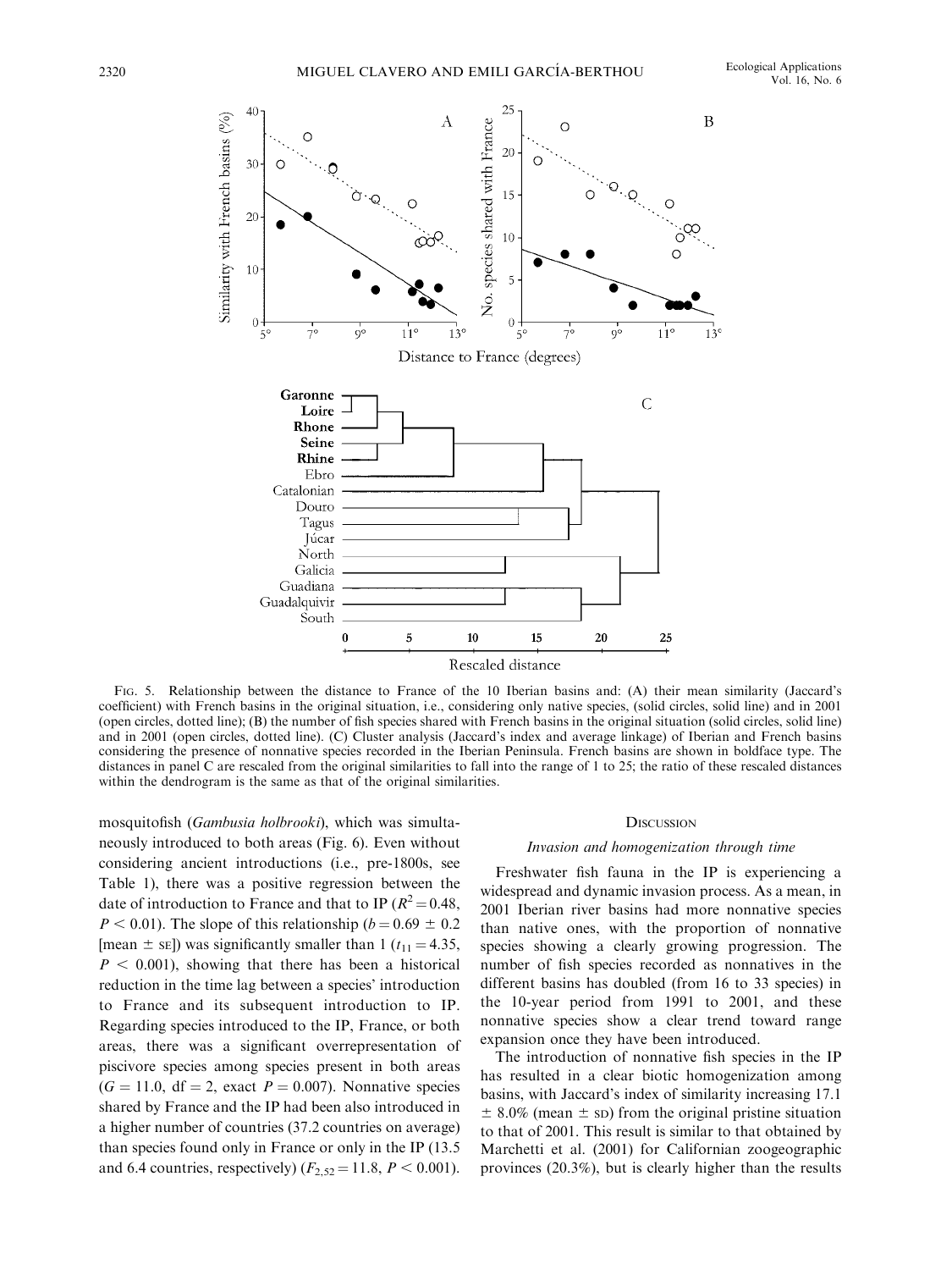Fig. 5. Relationship between the distance to France of the 10 Iberian basins and: (A) their mean similarity (Jaccard's coefficient) with French basins in the original situation, i.e., considering only native species, (solid circles, solid line) and in 2001 (open circles, dotted line); (B) the number of fish species shared with French basins in the original situation (solid circles, solid line) and in 2001 (open circles, dotted line). (C) Cluster analysis (Jaccard's index and average linkage) of Iberian and French basins considering the presence of nonnative species recorded in the Iberian Peninsula. French basins are shown in boldface type. The distances in panel C are rescaled from the original similarities to fall into the range of 1 to 25; the ratio of these rescaled distances within the dendrogram is the same as that of the original similarities.

mosquitofish (*Gambusia holbrooki*), which was simultaneously introduced to both areas (Fig. 6). Even without considering ancient introductions (i.e., pre-1800s, see Table 1), there was a positive regression between the date of introduction to France and that to IP ($R^2 = 0.48$, $P < 0.01$). The slope of this relationship ($b = 0.69 \pm 0.2$ [mean $\pm$ SE]) was significantly smaller than 1 ($t_{11} = 4.35$, $P < 0.001$), showing that there has been a historical reduction in the time lag between a species' introduction to France and its subsequent introduction to IP. Regarding species introduced to the IP, France, or both areas, there was a significant overrepresentation of piscivore species among species present in both areas ($G = 11.0$, df = 2, exact $P = 0.007$). Nonnative species shared by France and the IP had been also introduced in a higher number of countries (37.2 countries on average) than species found only in France or only in the IP (13.5 and 6.4 countries, respectively) ($F_{2,52} = 11.8$, $P < 0.001$).

## Discussion

### *Invasion and homogenization through time*

Freshwater fish fauna in the IP is experiencing a widespread and dynamic invasion process. As a mean, in 2001 Iberian river basins had more nonnative species than native ones, with the proportion of nonnative species showing a clearly growing progression. The number of fish species recorded as nonnatives in the different basins has doubled (from 16 to 33 species) in the 10-year period from 1991 to 2001, and these nonnative species show a clear trend toward range expansion once they have been introduced.

The introduction of nonnative fish species in the IP has resulted in a clear biotic homogenization among basins, with Jaccard's index of similarity increasing 17.1 $\pm$ 8.0% (mean $\pm$ SD) from the original pristine situation to that of 2001. This result is similar to that obtained by Marchetti et al. (2001) for Californian zoogeographic provinces (20.3%), but is clearly higher than the results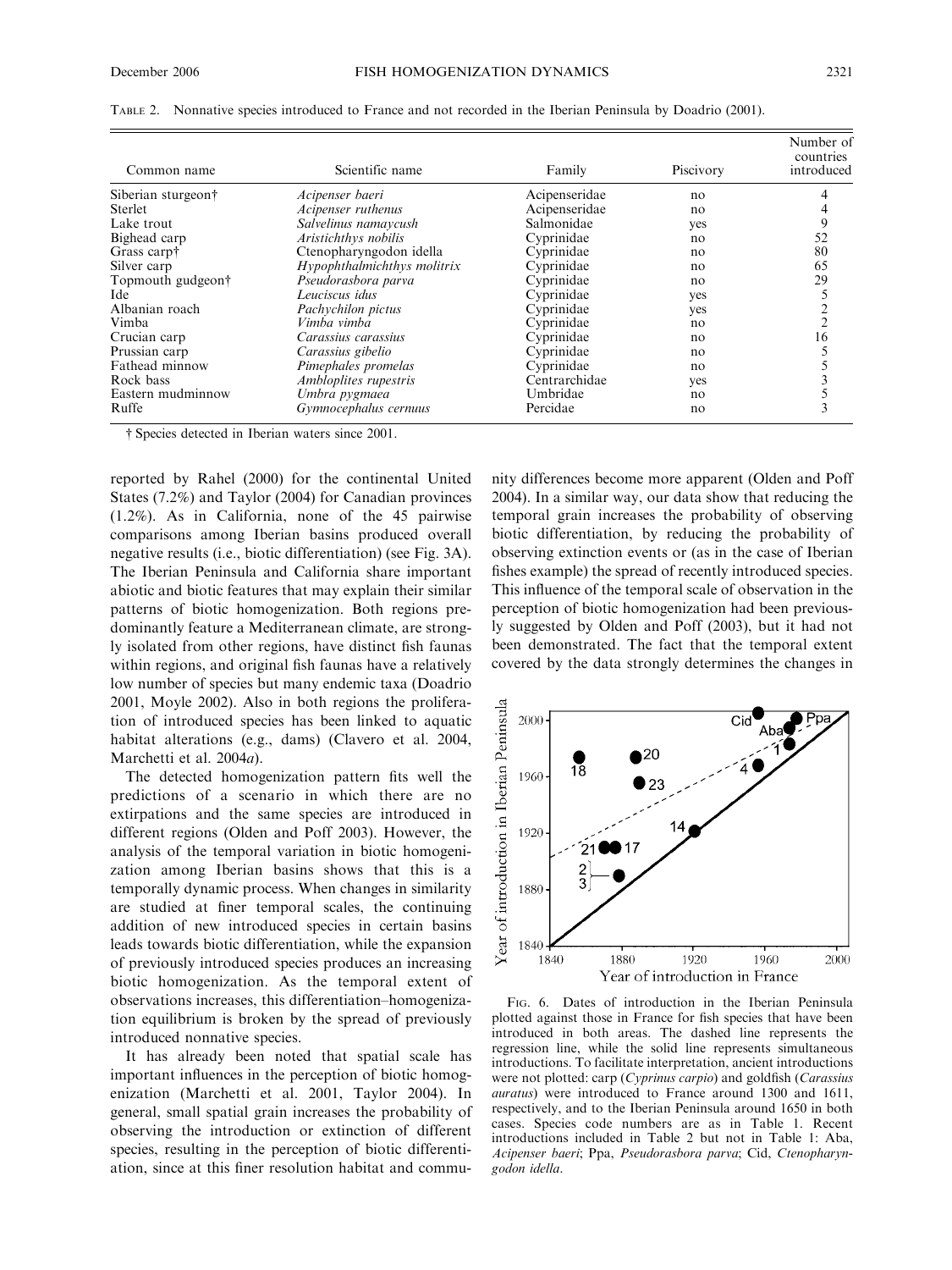TABLE 2. Nonnative species introduced to France and not recorded in the Iberian Peninsula by Doadrio (2001).

| Common name | Scientific name | Family | Piscivory | Number of countries introduced |
|---|---|---|---|---|
| Siberian sturgeon† | *Acipenser baeri* | Acipenseridae | no | 4 |
| Sterlet | *Acipenser ruthenus* | Acipenseridae | no | 4 |
| Lake trout | *Salvelinus namaycush* | Salmonidae | yes | 9 |
| Bighead carp | *Aristichthys nobilis* | Cyprinidae | no | 52 |
| Grass carp† | Ctenopharyngodon idella | Cyprinidae | no | 80 |
| Silver carp | *Hypophthalmichthys molitrix* | Cyprinidae | no | 65 |
| Topmouth gudgeon† | *Pseudorasbora parva* | Cyprinidae | no | 29 |
| Ide | *Leuciscus idus* | Cyprinidae | yes | 5 |
| Albanian roach | *Pachychilon pictus* | Cyprinidae | yes | 2 |
| Vimba | *Vimba vimba* | Cyprinidae | no | 2 |
| Crucian carp | *Carassius carassius* | Cyprinidae | no | 16 |
| Prussian carp | *Carassius gibelio* | Cyprinidae | no | 5 |
| Fathead minnow | *Pimephales promelas* | Cyprinidae | no | 5 |
| Rock bass | *Ambloplites rupestris* | Centrarchidae | yes | 3 |
| Eastern mudminnow | *Umbra pygmaea* | Umbridae | no | 5 |
| Ruffe | *Gymnocephalus cernuus* | Percidae | no | 3 |

† Species detected in Iberian waters since 2001.

reported by Rahel (2000) for the continental United States (7.2%) and Taylor (2004) for Canadian provinces (1.2%). As in California, none of the 45 pairwise comparisons among Iberian basins produced overall negative results (i.e., biotic differentiation) (see Fig. 3A). The Iberian Peninsula and California share important abiotic and biotic features that may explain their similar patterns of biotic homogenization. Both regions predominantly feature a Mediterranean climate, are strongly isolated from other regions, have distinct fish faunas within regions, and original fish faunas have a relatively low number of species but many endemic taxa (Doadrio 2001, Moyle 2002). Also in both regions the proliferation of introduced species has been linked to aquatic habitat alterations (e.g., dams) (Clavero et al. 2004, Marchetti et al. 2004*a*).

The detected homogenization pattern fits well the predictions of a scenario in which there are no extirpations and the same species are introduced in different regions (Olden and Poff 2003). However, the analysis of the temporal variation in biotic homogenization among Iberian basins shows that this is a temporally dynamic process. When changes in similarity are studied at finer temporal scales, the continuing addition of new introduced species in certain basins leads towards biotic differentiation, while the expansion of previously introduced species produces an increasing biotic homogenization. As the temporal extent of observations increases, this differentiation–homogenization equilibrium is broken by the spread of previously introduced nonnative species.

It has already been noted that spatial scale has important influences in the perception of biotic homogenization (Marchetti et al. 2001, Taylor 2004). In general, small spatial grain increases the probability of observing the introduction or extinction of different species, resulting in the perception of biotic differentiation, since at this finer resolution habitat and community differences become more apparent (Olden and Poff 2004). In a similar way, our data show that reducing the temporal grain increases the probability of observing biotic differentiation, by reducing the probability of observing extinction events or (as in the case of Iberian fishes example) the spread of recently introduced species. This influence of the temporal scale of observation in the perception of biotic homogenization had been previously suggested by Olden and Poff (2003), but it had not been demonstrated. The fact that the temporal extent covered by the data strongly determines the changes in

FIG. 6. Dates of introduction in the Iberian Peninsula plotted against those in France for fish species that have been introduced in both areas. The dashed line represents the regression line, while the solid line represents simultaneous introductions. To facilitate interpretation, ancient introductions were not plotted: carp (*Cyprinus carpio*) and goldfish (*Carassius auratus*) were introduced to France around 1300 and 1611, respectively, and to the Iberian Peninsula around 1650 in both cases. Species code numbers are as in Table 1. Recent introductions included in Table 2 but not in Table 1: Aba, *Acipenser baeri*; Ppa, *Pseudorasbora parva*; Cid, *Ctenopharyngodon idella*.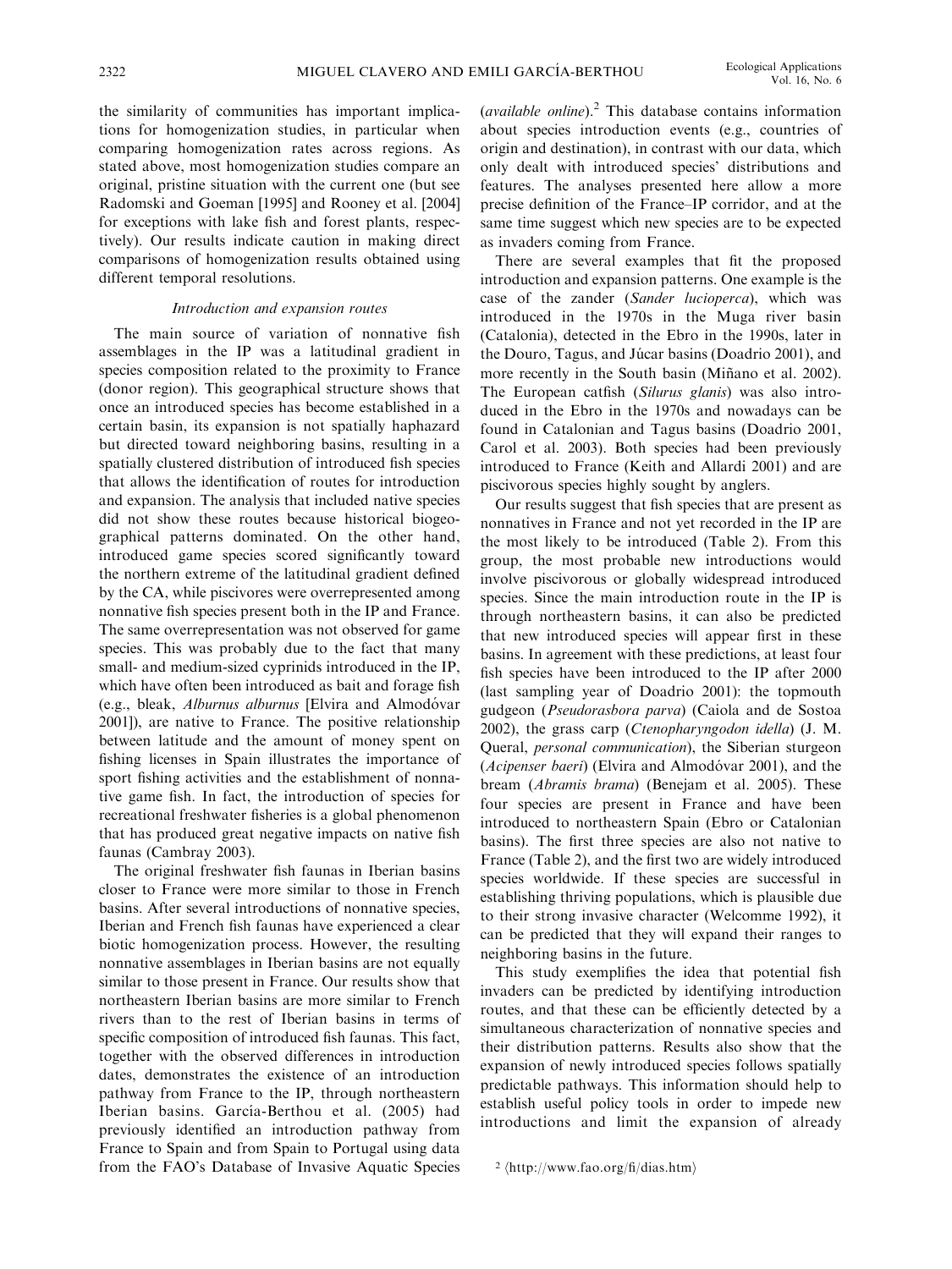the similarity of communities has important implications for homogenization studies, in particular when comparing homogenization rates across regions. As stated above, most homogenization studies compare an original, pristine situation with the current one (but see Radomski and Goeman [1995] and Rooney et al. [2004] for exceptions with lake fish and forest plants, respectively). Our results indicate caution in making direct comparisons of homogenization results obtained using different temporal resolutions.

### *Introduction and expansion routes*

The main source of variation of nonnative fish assemblages in the IP was a latitudinal gradient in species composition related to the proximity to France (donor region). This geographical structure shows that once an introduced species has become established in a certain basin, its expansion is not spatially haphazard but directed toward neighboring basins, resulting in a spatially clustered distribution of introduced fish species that allows the identification of routes for introduction and expansion. The analysis that included native species did not show these routes because historical biogeographical patterns dominated. On the other hand, introduced game species scored significantly toward the northern extreme of the latitudinal gradient defined by the CA, while piscivores were overrepresented among nonnative fish species present both in the IP and France. The same overrepresentation was not observed for game species. This was probably due to the fact that many small- and medium-sized cyprinids introduced in the IP, which have often been introduced as bait and forage fish (e.g., bleak, *Alburnus alburnus* [Elvira and Almodóvar 2001]), are native to France. The positive relationship between latitude and the amount of money spent on fishing licenses in Spain illustrates the importance of sport fishing activities and the establishment of nonnative game fish. In fact, the introduction of species for recreational freshwater fisheries is a global phenomenon that has produced great negative impacts on native fish faunas (Cambray 2003).

The original freshwater fish faunas in Iberian basins closer to France were more similar to those in French basins. After several introductions of nonnative species, Iberian and French fish faunas have experienced a clear biotic homogenization process. However, the resulting nonnative assemblages in Iberian basins are not equally similar to those present in France. Our results show that northeastern Iberian basins are more similar to French rivers than to the rest of Iberian basins in terms of specific composition of introduced fish faunas. This fact, together with the observed differences in introduction dates, demonstrates the existence of an introduction pathway from France to the IP, through northeastern Iberian basins. García-Berthou et al. (2005) had previously identified an introduction pathway from France to Spain and from Spain to Portugal using data from the FAO's Database of Invasive Aquatic Species (*available online*).[2] This database contains information about species introduction events (e.g., countries of origin and destination), in contrast with our data, which only dealt with introduced species' distributions and features. The analyses presented here allow a more precise definition of the France–IP corridor, and at the same time suggest which new species are to be expected as invaders coming from France.

There are several examples that fit the proposed introduction and expansion patterns. One example is the case of the zander (*Sander lucioperca*), which was introduced in the 1970s in the Muga river basin (Catalonia), detected in the Ebro in the 1990s, later in the Douro, Tagus, and Júcar basins (Doadrio 2001), and more recently in the South basin (Miñano et al. 2002). The European catfish (*Silurus glanis*) was also introduced in the Ebro in the 1970s and nowadays can be found in Catalonian and Tagus basins (Doadrio 2001, Carol et al. 2003). Both species had been previously introduced to France (Keith and Allardi 2001) and are piscivorous species highly sought by anglers.

Our results suggest that fish species that are present as nonnatives in France and not yet recorded in the IP are the most likely to be introduced (Table 2). From this group, the most probable new introductions would involve piscivorous or globally widespread introduced species. Since the main introduction route in the IP is through northeastern basins, it can also be predicted that new introduced species will appear first in these basins. In agreement with these predictions, at least four fish species have been introduced to the IP after 2000 (last sampling year of Doadrio 2001): the topmouth gudgeon (*Pseudorasbora parva*) (Caiola and de Sostoa 2002), the grass carp (*Ctenopharyngodon idella*) (J. M. Queral, *personal communication*), the Siberian sturgeon (*Acipenser baeri*) (Elvira and Almodóvar 2001), and the bream (*Abramis brama*) (Benejam et al. 2005). These four species are present in France and have been introduced to northeastern Spain (Ebro or Catalonian basins). The first three species are also not native to France (Table 2), and the first two are widely introduced species worldwide. If these species are successful in establishing thriving populations, which is plausible due to their strong invasive character (Welcomme 1992), it can be predicted that they will expand their ranges to neighboring basins in the future.

This study exemplifies the idea that potential fish invaders can be predicted by identifying introduction routes, and that these can be efficiently detected by a simultaneous characterization of nonnative species and their distribution patterns. Results also show that the expansion of newly introduced species follows spatially predictable pathways. This information should help to establish useful policy tools in order to impede new introductions and limit the expansion of already

[2] ⟨http://www.fao.org/fi/dias.htm⟩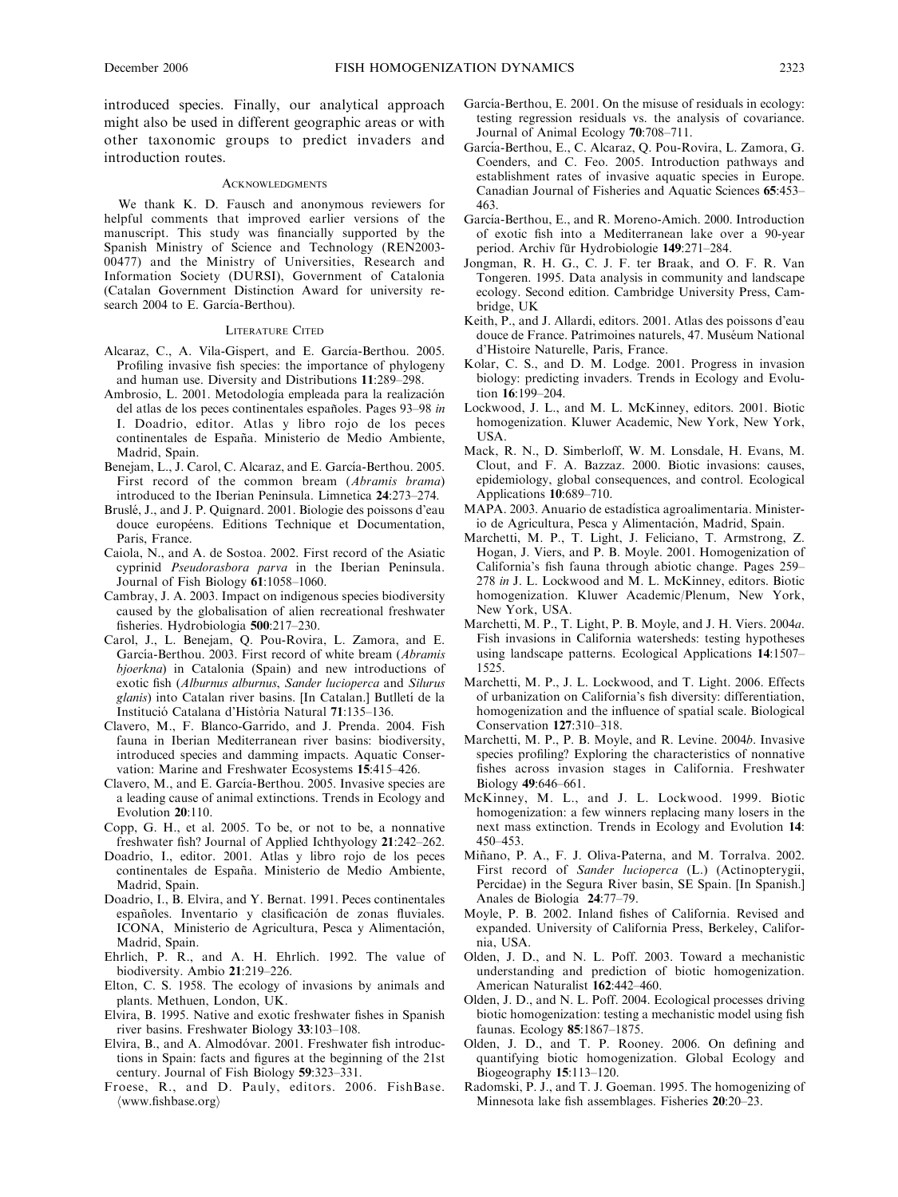introduced species. Finally, our analytical approach might also be used in different geographic areas or with other taxonomic groups to predict invaders and introduction routes.

## Acknowledgments

We thank K. D. Fausch and anonymous reviewers for helpful comments that improved earlier versions of the manuscript. This study was financially supported by the Spanish Ministry of Science and Technology (REN2003-00477) and the Ministry of Universities, Research and Information Society (DURSI), Government of Catalonia (Catalan Government Distinction Award for university research 2004 to E. García-Berthou).

## Literature Cited

Alcaraz, C., A. Vila-Gispert, and E. García-Berthou. 2005. Profiling invasive fish species: the importance of phylogeny and human use. Diversity and Distributions **11**:289–298.

Ambrosio, L. 2001. Metodología empleada para la realización del atlas de los peces continentales españoles. Pages 93–98 *in* I. Doadrio, editor. Atlas y libro rojo de los peces continentales de España. Ministerio de Medio Ambiente, Madrid, Spain.

Benejam, L., J. Carol, C. Alcaraz, and E. García-Berthou. 2005. First record of the common bream (*Abramis brama*) introduced to the Iberian Peninsula. Limnetica **24**:273–274.

Bruslé, J., and J. P. Quignard. 2001. Biologie des poissons d'eau douce européens. Editions Technique et Documentation, Paris, France.

Caiola, N., and A. de Sostoa. 2002. First record of the Asiatic cyprinid *Pseudorasbora parva* in the Iberian Peninsula. Journal of Fish Biology **61**:1058–1060.

Cambray, J. A. 2003. Impact on indigenous species biodiversity caused by the globalisation of alien recreational freshwater fisheries. Hydrobiologia **500**:217–230.

Carol, J., L. Benejam, Q. Pou-Rovira, L. Zamora, and E. García-Berthou. 2003. First record of white bream (*Abramis bjoerkna*) in Catalonia (Spain) and new introductions of exotic fish (*Alburnus alburnus*, *Sander lucioperca* and *Silurus glanis*) into Catalan river basins. [In Catalan.] Butlletí de la Institució Catalana d'Història Natural **71**:135–136.

Clavero, M., F. Blanco-Garrido, and J. Prenda. 2004. Fish fauna in Iberian Mediterranean river basins: biodiversity, introduced species and damming impacts. Aquatic Conservation: Marine and Freshwater Ecosystems **15**:415–426.

Clavero, M., and E. García-Berthou. 2005. Invasive species are a leading cause of animal extinctions. Trends in Ecology and Evolution **20**:110.

Copp, G. H., et al. 2005. To be, or not to be, a nonnative freshwater fish? Journal of Applied Ichthyology **21**:242–262.

Doadrio, I., editor. 2001. Atlas y libro rojo de los peces continentales de España. Ministerio de Medio Ambiente, Madrid, Spain.

Doadrio, I., B. Elvira, and Y. Bernat. 1991. Peces continentales españoles. Inventario y clasificación de zonas fluviales. ICONA, Ministerio de Agricultura, Pesca y Alimentación, Madrid, Spain.

Ehrlich, P. R., and A. H. Ehrlich. 1992. The value of biodiversity. Ambio **21**:219–226.

Elton, C. S. 1958. The ecology of invasions by animals and plants. Methuen, London, UK.

Elvira, B. 1995. Native and exotic freshwater fishes in Spanish river basins. Freshwater Biology **33**:103–108.

Elvira, B., and A. Almodóvar. 2001. Freshwater fish introductions in Spain: facts and figures at the beginning of the 21st century. Journal of Fish Biology **59**:323–331.

Froese, R., and D. Pauly, editors. 2006. FishBase. ⟨www.fishbase.org⟩

García-Berthou, E. 2001. On the misuse of residuals in ecology: testing regression residuals vs. the analysis of covariance. Journal of Animal Ecology **70**:708–711.

García-Berthou, E., C. Alcaraz, Q. Pou-Rovira, L. Zamora, G. Coenders, and C. Feo. 2005. Introduction pathways and establishment rates of invasive aquatic species in Europe. Canadian Journal of Fisheries and Aquatic Sciences **65**:453–463.

García-Berthou, E., and R. Moreno-Amich. 2000. Introduction of exotic fish into a Mediterranean lake over a 90-year period. Archiv für Hydrobiologie **149**:271–284.

Jongman, R. H. G., C. J. F. ter Braak, and O. F. R. Van Tongeren. 1995. Data analysis in community and landscape ecology. Second edition. Cambridge University Press, Cambridge, UK

Keith, P., and J. Allardi, editors. 2001. Atlas des poissons d'eau douce de France. Patrimoines naturels, 47. Muséum National d'Histoire Naturelle, Paris, France.

Kolar, C. S., and D. M. Lodge. 2001. Progress in invasion biology: predicting invaders. Trends in Ecology and Evolution **16**:199–204.

Lockwood, J. L., and M. L. McKinney, editors. 2001. Biotic homogenization. Kluwer Academic, New York, New York, USA.

Mack, R. N., D. Simberloff, W. M. Lonsdale, H. Evans, M. Clout, and F. A. Bazzaz. 2000. Biotic invasions: causes, epidemiology, global consequences, and control. Ecological Applications **10**:689–710.

MAPA. 2003. Anuario de estadística agroalimentaria. Ministerio de Agricultura, Pesca y Alimentación, Madrid, Spain.

Marchetti, M. P., T. Light, J. Feliciano, T. Armstrong, Z. Hogan, J. Viers, and P. B. Moyle. 2001. Homogenization of California's fish fauna through abiotic change. Pages 259–278 *in* J. L. Lockwood and M. L. McKinney, editors. Biotic homogenization. Kluwer Academic/Plenum, New York, New York, USA.

Marchetti, M. P., T. Light, P. B. Moyle, and J. H. Viers. 2004*a*. Fish invasions in California watersheds: testing hypotheses using landscape patterns. Ecological Applications **14**:1507–1525.

Marchetti, M. P., J. L. Lockwood, and T. Light. 2006. Effects of urbanization on California's fish diversity: differentiation, homogenization and the influence of spatial scale. Biological Conservation **127**:310–318.

Marchetti, M. P., P. B. Moyle, and R. Levine. 2004*b*. Invasive species profiling? Exploring the characteristics of nonnative fishes across invasion stages in California. Freshwater Biology **49**:646–661.

McKinney, M. L., and J. L. Lockwood. 1999. Biotic homogenization: a few winners replacing many losers in the next mass extinction. Trends in Ecology and Evolution **14**: 450–453.

Miñano, P. A., F. J. Oliva-Paterna, and M. Torralva. 2002. First record of *Sander lucioperca* (L.) (Actinopterygii, Percidae) in the Segura River basin, SE Spain. [In Spanish.] Anales de Biología **24**:77–79.

Moyle, P. B. 2002. Inland fishes of California. Revised and expanded. University of California Press, Berkeley, California, USA.

Olden, J. D., and N. L. Poff. 2003. Toward a mechanistic understanding and prediction of biotic homogenization. American Naturalist **162**:442–460.

Olden, J. D., and N. L. Poff. 2004. Ecological processes driving biotic homogenization: testing a mechanistic model using fish faunas. Ecology **85**:1867–1875.

Olden, J. D., and T. P. Rooney. 2006. On defining and quantifying biotic homogenization. Global Ecology and Biogeography **15**:113–120.

Radomski, P. J., and T. J. Goeman. 1995. The homogenizing of Minnesota lake fish assemblages. Fisheries **20**:20–23.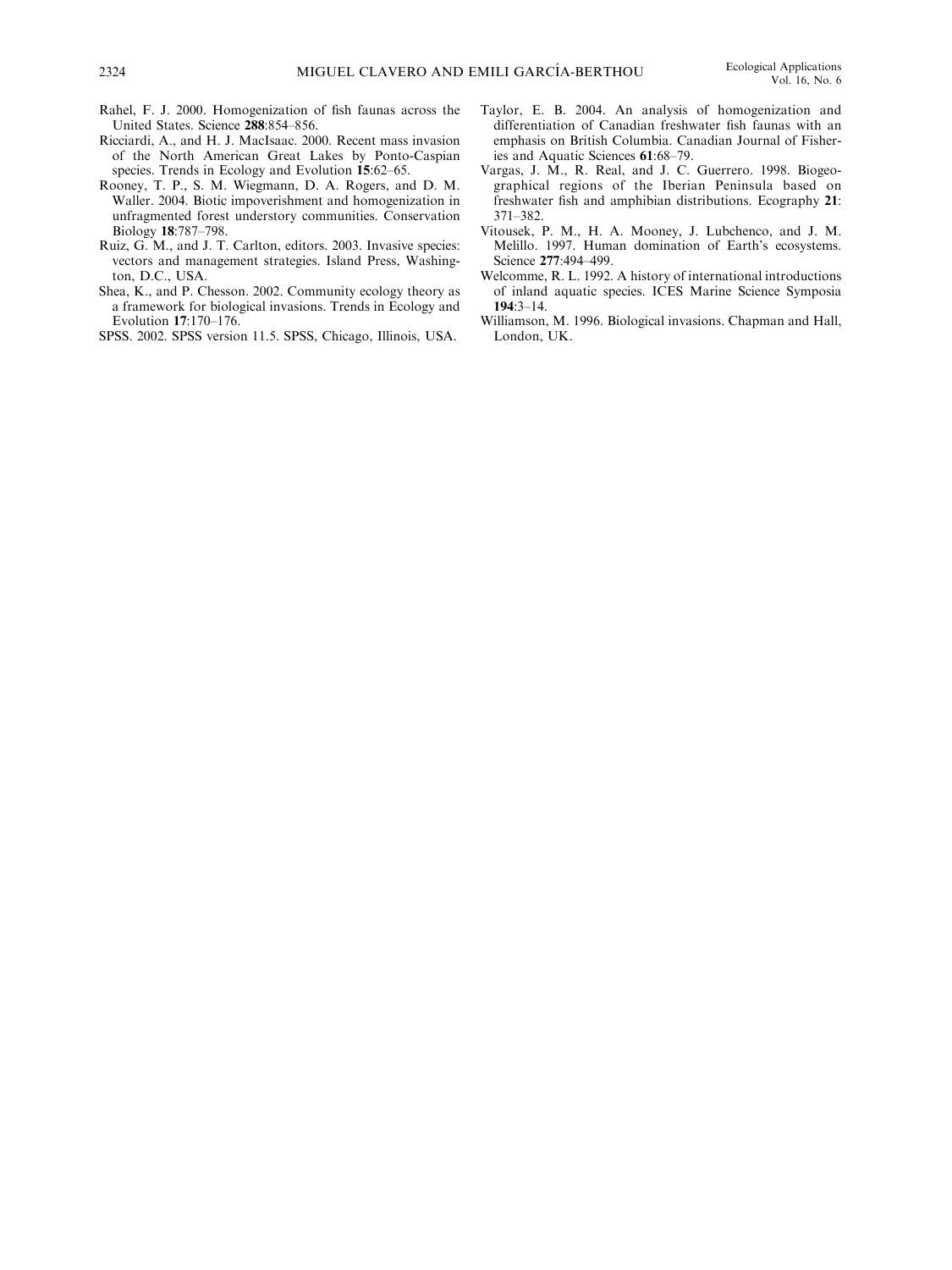Rahel, F. J. 2000. Homogenization of fish faunas across the United States. Science **288**:854–856.

Ricciardi, A., and H. J. MacIsaac. 2000. Recent mass invasion of the North American Great Lakes by Ponto-Caspian species. Trends in Ecology and Evolution **15**:62–65.

Rooney, T. P., S. M. Wiegmann, D. A. Rogers, and D. M. Waller. 2004. Biotic impoverishment and homogenization in unfragmented forest understory communities. Conservation Biology **18**:787–798.

Ruiz, G. M., and J. T. Carlton, editors. 2003. Invasive species: vectors and management strategies. Island Press, Washington, D.C., USA.

Shea, K., and P. Chesson. 2002. Community ecology theory as a framework for biological invasions. Trends in Ecology and Evolution **17**:170–176.

SPSS. 2002. SPSS version 11.5. SPSS, Chicago, Illinois, USA.

Taylor, E. B. 2004. An analysis of homogenization and differentiation of Canadian freshwater fish faunas with an emphasis on British Columbia. Canadian Journal of Fisheries and Aquatic Sciences **61**:68–79.

Vargas, J. M., R. Real, and J. C. Guerrero. 1998. Biogeographical regions of the Iberian Peninsula based on freshwater fish and amphibian distributions. Ecography **21**: 371–382.

Vitousek, P. M., H. A. Mooney, J. Lubchenco, and J. M. Melillo. 1997. Human domination of Earth's ecosystems. Science **277**:494–499.

Welcomme, R. L. 1992. A history of international introductions of inland aquatic species. ICES Marine Science Symposia **194**:3–14.

Williamson, M. 1996. Biological invasions. Chapman and Hall, London, UK.